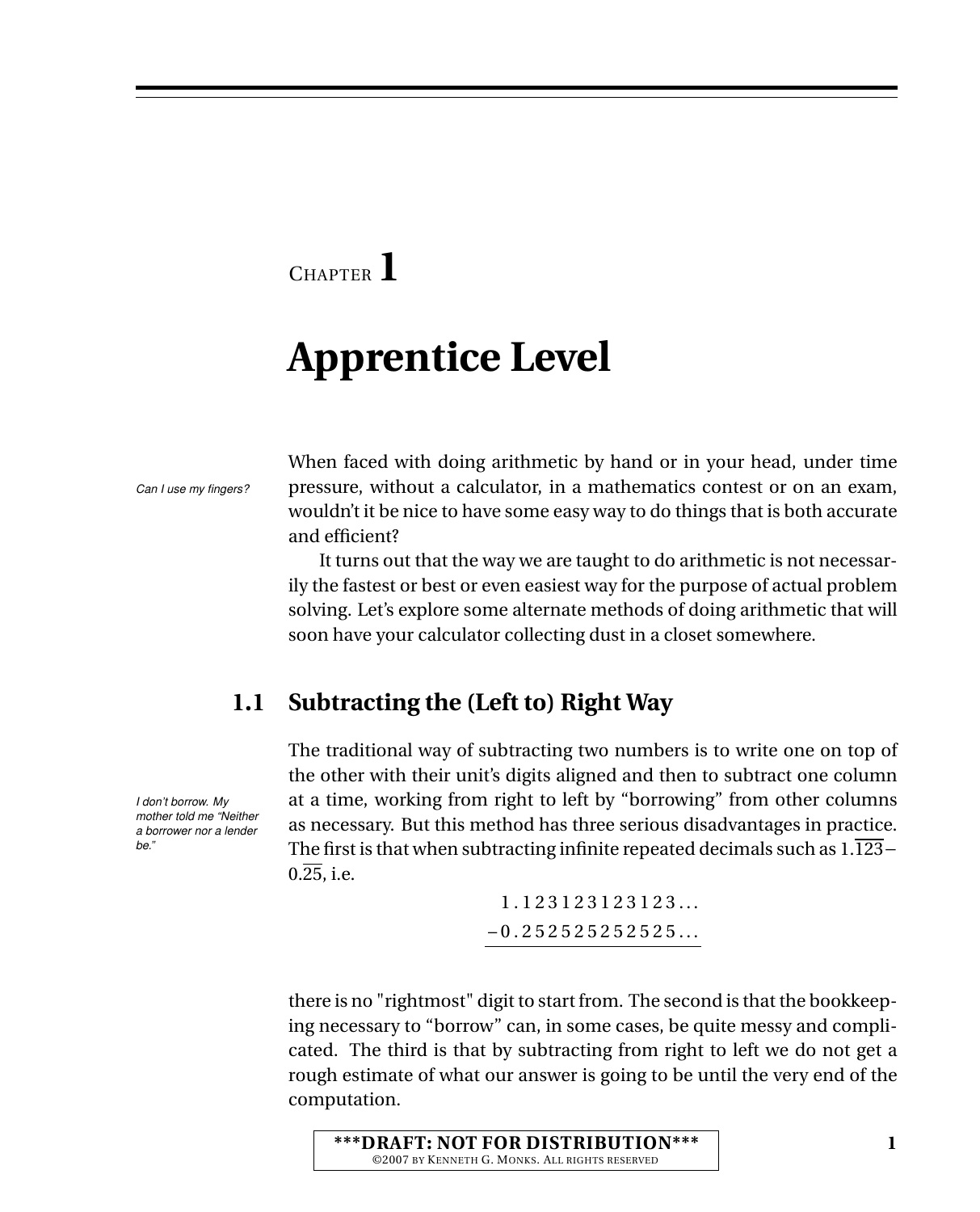# Chapter 1

# Apprentice Level

*Can I use my fingers?*

When faced with doing arithmetic by hand or in your head, under time pressure, without a calculator, in a mathematics contest or on an exam, wouldn't it be nice to have some easy way to do things that is both accurate and efficient?

It turns out that the way we are taught to do arithmetic is not necessarily the fastest or best or even easiest way for the purpose of actual problem solving. Let's explore some alternate methods of doing arithmetic that will soon have your calculator collecting dust in a closet somewhere.

## 1.1 Subtracting the (Left to) Right Way

*I don't borrow. My mother told me "Neither a borrower nor a lender be."*

The traditional way of subtracting two numbers is to write one on top of the other with their unit's digits aligned and then to subtract one column at a time, working from right to left by "borrowing" from other columns as necessary. But this method has three serious disadvantages in practice. The first is that when subtracting infinite repeated decimals such as $1.\overline{123} - 0.\overline{25}$, i.e.

$$\begin{array}{r} 1.123123123123\ldots \\ -0.252525252525\ldots \\ \hline \end{array}$$

there is no "rightmost" digit to start from. The second is that the bookkeeping necessary to "borrow" can, in some cases, be quite messy and complicated. The third is that by subtracting from right to left we do not get a rough estimate of what our answer is going to be until the very end of the computation.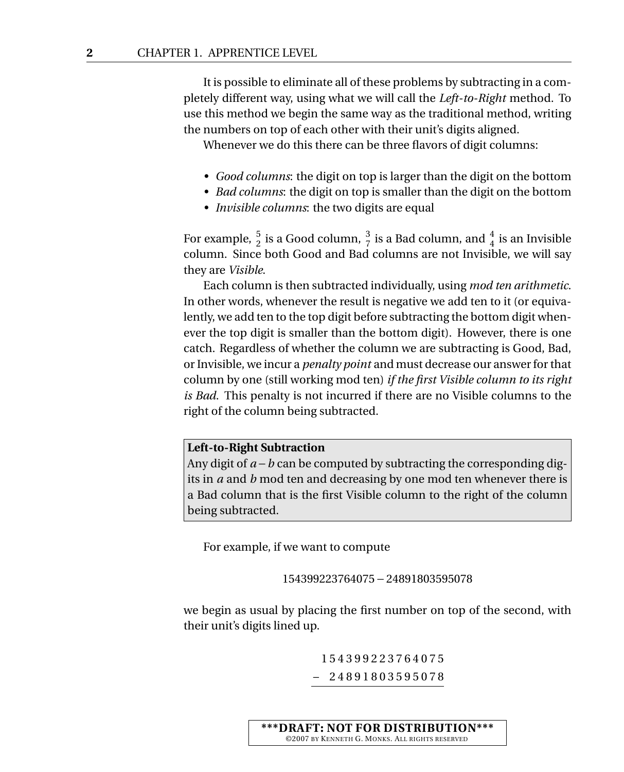It is possible to eliminate all of these problems by subtracting in a completely different way, using what we will call the *Left-to-Right* method. To use this method we begin the same way as the traditional method, writing the numbers on top of each other with their unit's digits aligned.

Whenever we do this there can be three flavors of digit columns:

- *Good columns*: the digit on top is larger than the digit on the bottom
- *Bad columns*: the digit on top is smaller than the digit on the bottom
- *Invisible columns*: the two digits are equal

For example, $\substack{5\\2}$ is a Good column, $\substack{3\\7}$ is a Bad column, and $\substack{4\\4}$ is an Invisible column. Since both Good and Bad columns are not Invisible, we will say they are *Visible*.

Each column is then subtracted individually, using *mod ten arithmetic*. In other words, whenever the result is negative we add ten to it (or equivalently, we add ten to the top digit before subtracting the bottom digit whenever the top digit is smaller than the bottom digit). However, there is one catch. Regardless of whether the column we are subtracting is Good, Bad, or Invisible, we incur a *penalty point* and must decrease our answer for that column by one (still working mod ten) *if the first Visible column to its right is Bad*. This penalty is not incurred if there are no Visible columns to the right of the column being subtracted.

> **Left-to-Right Subtraction**
> Any digit of $a - b$ can be computed by subtracting the corresponding digits in $a$ and $b$ mod ten and decreasing by one mod ten whenever there is a Bad column that is the first Visible column to the right of the column being subtracted.

For example, if we want to compute

$$154399223764075 - 24891803595078$$

we begin as usual by placing the first number on top of the second, with their unit's digits lined up.

```
  1 5 4 3 9 9 2 2 3 7 6 4 0 7 5
−   2 4 8 9 1 8 0 3 5 9 5 0 7 8
```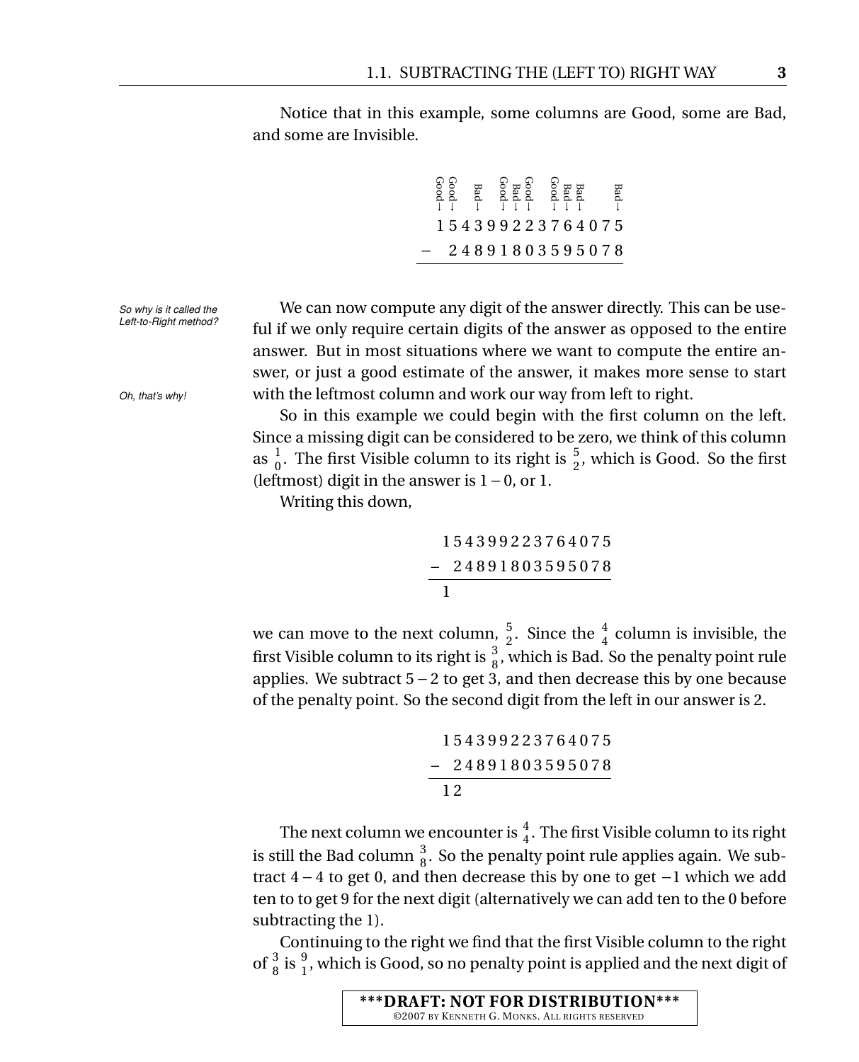Notice that in this example, some columns are Good, some are Bad, and some are Invisible.

```
 Good→
 Good→      Good→ Good→
     Bad→   Bad→  Bad→       Bad→
       Good→  Bad→  Bad→
  1 5 4 3 9 9 2 2 3 7 6 4 0 7 5
−   2 4 8 9 1 8 0 3 5 9 5 0 7 8
```

*So why is it called the Left-to-Right method?*

We can now compute any digit of the answer directly. This can be useful if we only require certain digits of the answer as opposed to the entire answer. But in most situations where we want to compute the entire answer, or just a good estimate of the answer, it makes more sense to start with the leftmost column and work our way from left to right.

*Oh, that's why!*

So in this example we could begin with the first column on the left. Since a missing digit can be considered to be zero, we think of this column as ${}^{1}_{0}$. The first Visible column to its right is ${}^{5}_{2}$, which is Good. So the first (leftmost) digit in the answer is $1-0$, or 1.

Writing this down,

```
  1 5 4 3 9 9 2 2 3 7 6 4 0 7 5
−   2 4 8 9 1 8 0 3 5 9 5 0 7 8
  1
```

we can move to the next column, ${}^{5}_{2}$. Since the ${}^{4}_{4}$ column is invisible, the first Visible column to its right is ${}^{3}_{8}$, which is Bad. So the penalty point rule applies. We subtract $5-2$ to get 3, and then decrease this by one because of the penalty point. So the second digit from the left in our answer is 2.

```
  1 5 4 3 9 9 2 2 3 7 6 4 0 7 5
−   2 4 8 9 1 8 0 3 5 9 5 0 7 8
  1 2
```

The next column we encounter is ${}^{4}_{4}$. The first Visible column to its right is still the Bad column ${}^{3}_{8}$. So the penalty point rule applies again. We subtract $4-4$ to get 0, and then decrease this by one to get $-1$ which we add ten to to get 9 for the next digit (alternatively we can add ten to the 0 before subtracting the 1).

Continuing to the right we find that the first Visible column to the right of ${}^{3}_{8}$ is ${}^{9}_{1}$, which is Good, so no penalty point is applied and the next digit of

\*\*\*DRAFT: NOT FOR DISTRIBUTION\*\*\*
©2007 by Kenneth G. Monks. All rights reserved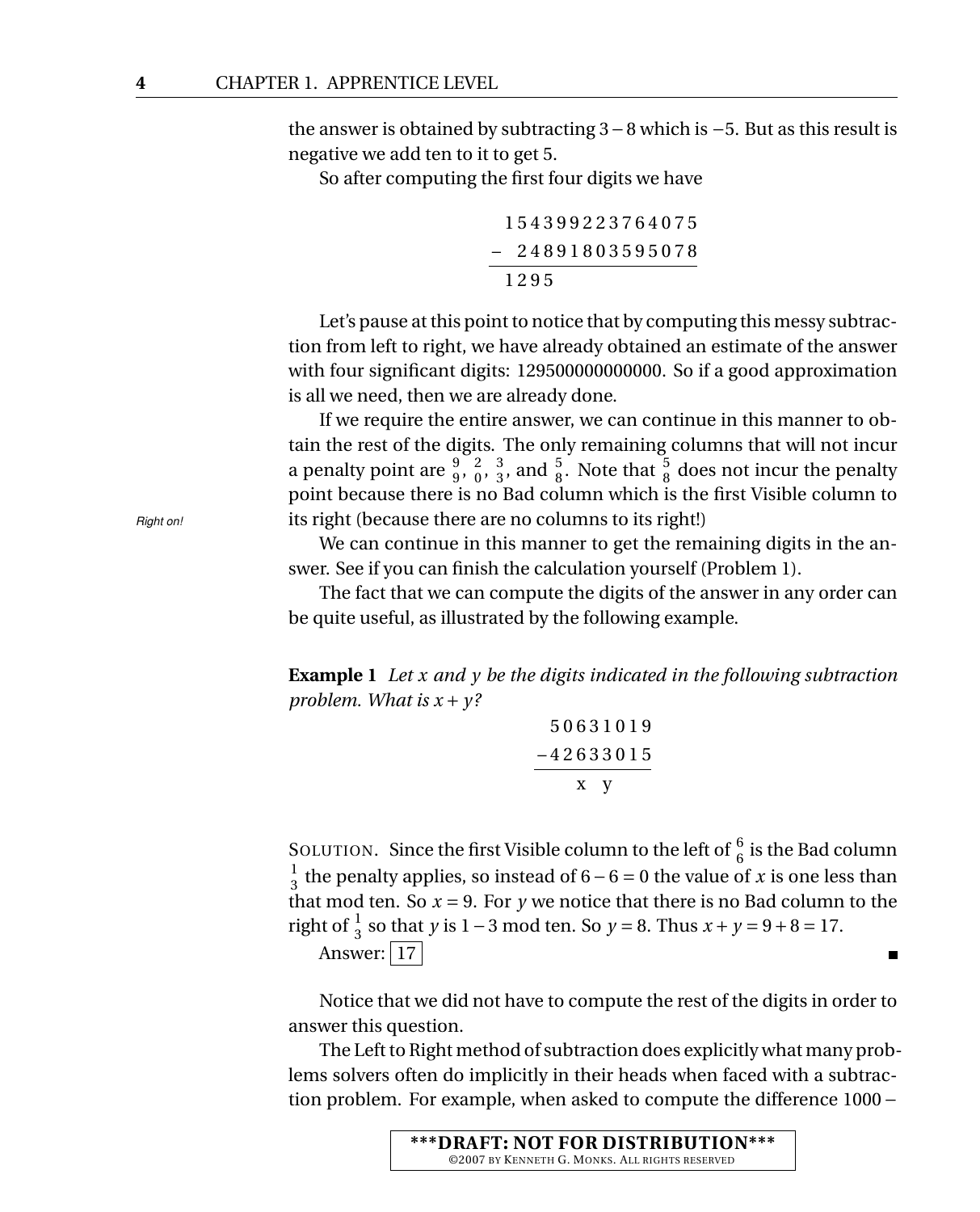the answer is obtained by subtracting $3-8$ which is $-5$. But as this result is negative we add ten to it to get 5.

So after computing the first four digits we have

```
   154399223764075
 −  24891803595078
 -----------------
   1295
```

Let's pause at this point to notice that by computing this messy subtraction from left to right, we have already obtained an estimate of the answer with four significant digits: 129500000000000. So if a good approximation is all we need, then we are already done.

If we require the entire answer, we can continue in this manner to obtain the rest of the digits. The only remaining columns that will not incur a penalty point are $^{9}_{9}$, $^{2}_{0}$, $^{3}_{3}$, and $^{5}_{8}$. Note that $^{5}_{8}$ does not incur the penalty point because there is no Bad column which is the first Visible column to its right (because there are no columns to its right!)

*Right on!*

We can continue in this manner to get the remaining digits in the answer. See if you can finish the calculation yourself (Problem 1).

The fact that we can compute the digits of the answer in any order can be quite useful, as illustrated by the following example.

**Example 1** *Let $x$ and $y$ be the digits indicated in the following subtraction problem. What is $x+y$?*

```
  50631019
 −42633015
 ---------
     x  y
```

SOLUTION. Since the first Visible column to the left of $^{6}_{6}$ is the Bad column $^{1}_{3}$ the penalty applies, so instead of $6-6=0$ the value of $x$ is one less than that mod ten. So $x=9$. For $y$ we notice that there is no Bad column to the right of $^{1}_{3}$ so that $y$ is $1-3$ mod ten. So $y=8$. Thus $x+y=9+8=17$.

Answer: $\boxed{17}$ ∎

Notice that we did not have to compute the rest of the digits in order to answer this question.

The Left to Right method of subtraction does explicitly what many problems solvers often do implicitly in their heads when faced with a subtraction problem. For example, when asked to compute the difference $1000-$

***DRAFT: NOT FOR DISTRIBUTION***
©2007 BY KENNETH G. MONKS. ALL RIGHTS RESERVED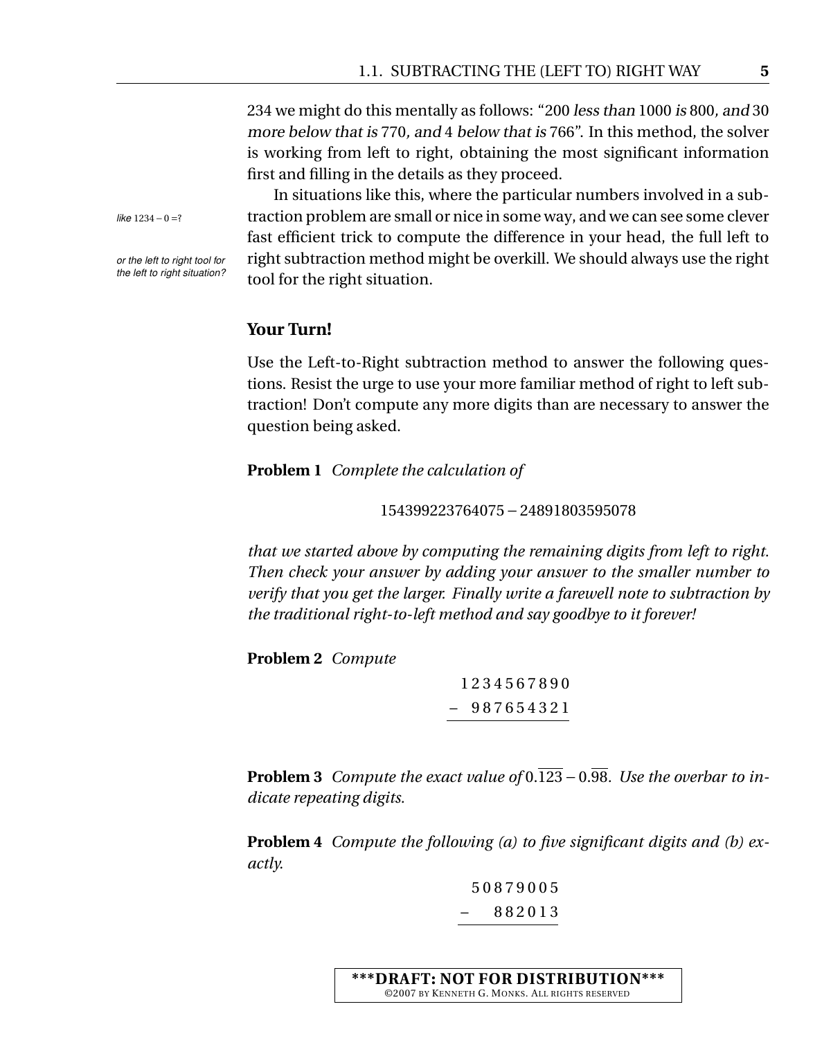234 we might do this mentally as follows: "200 *less than* 1000 *is* 800*, and* 30 *more below that is* 770*, and* 4 *below that is* 766". In this method, the solver is working from left to right, obtaining the most significant information first and filling in the details as they proceed.

In situations like this, where the particular numbers involved in a subtraction problem are small or nice in some way, and we can see some clever fast efficient trick to compute the difference in your head, the full left to right subtraction method might be overkill. We should always use the right tool for the right situation.

*like* $1234 - 0 = ?$

*or the left to right tool for the left to right situation?*

### Your Turn!

Use the Left-to-Right subtraction method to answer the following questions. Resist the urge to use your more familiar method of right to left subtraction! Don't compute any more digits than are necessary to answer the question being asked.

**Problem 1** *Complete the calculation of*

$$154399223764075 - 24891803595078$$

*that we started above by computing the remaining digits from left to right. Then check your answer by adding your answer to the smaller number to verify that you get the larger. Finally write a farewell note to subtraction by the traditional right-to-left method and say goodbye to it forever!*

**Problem 2** *Compute*

$$\begin{array}{r} 1234567890 \\ -\ \ 987654321 \\ \hline \end{array}$$

**Problem 3** *Compute the exact value of* $0.\overline{123} - 0.\overline{98}$*. Use the overbar to indicate repeating digits.*

**Problem 4** *Compute the following (a) to five significant digits and (b) exactly.*

$$\begin{array}{r} 50879005 \\ -\ \ \ \ 882013 \\ \hline \end{array}$$

***DRAFT: NOT FOR DISTRIBUTION***
©2007 BY KENNETH G. MONKS. ALL RIGHTS RESERVED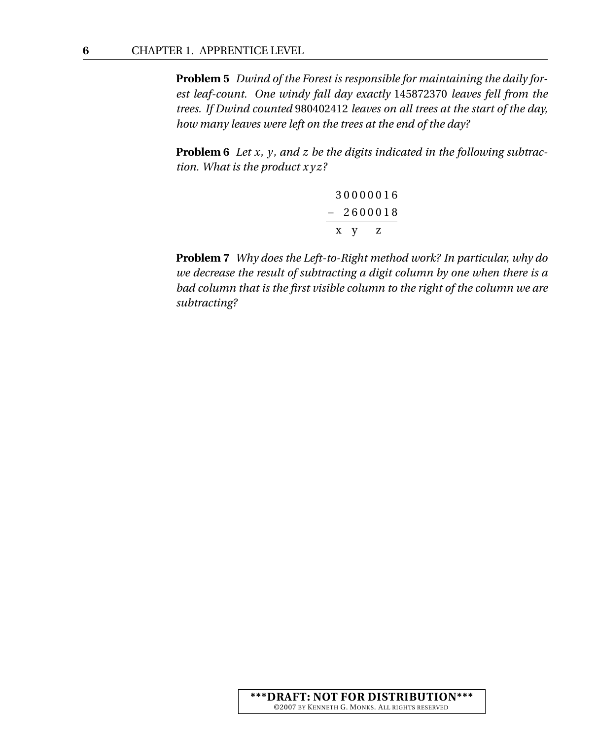**Problem 5** *Dwind of the Forest is responsible for maintaining the daily forest leaf-count. One windy fall day exactly* 145872370 *leaves fell from the trees. If Dwind counted* 980402412 *leaves on all trees at the start of the day, how many leaves were left on the trees at the end of the day?*

**Problem 6** *Let $x$, $y$, and $z$ be the digits indicated in the following subtraction. What is the product $xyz$?*

```
   30000016
 –  2600018
 ----------
   x y   z
```

**Problem 7** *Why does the Left-to-Right method work? In particular, why do we decrease the result of subtracting a digit column by one when there is a bad column that is the first visible column to the right of the column we are subtracting?*

**\*\*\*DRAFT: NOT FOR DISTRIBUTION\*\*\***
©2007 BY KENNETH G. MONKS. ALL RIGHTS RESERVED